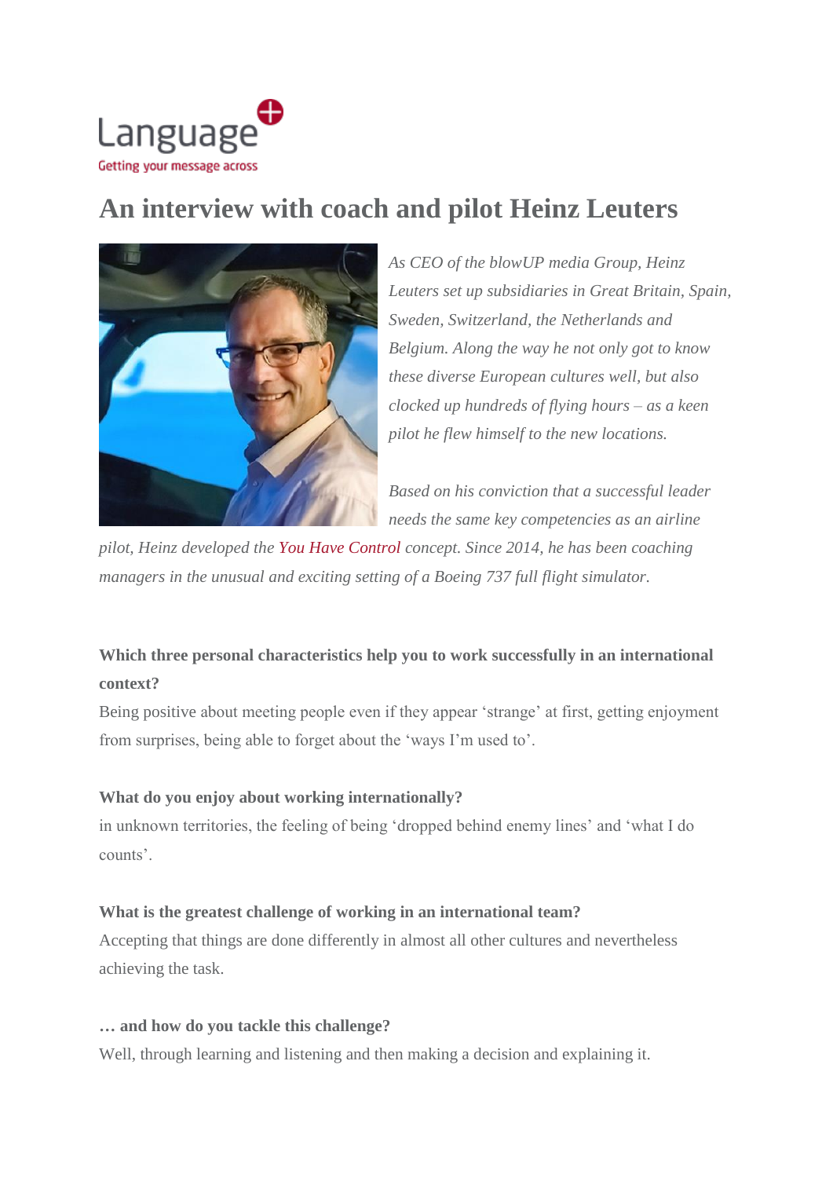Language
Getting your message across

# An interview with coach and pilot Heinz Leuters

*As CEO of the blowUP media Group, Heinz Leuters set up subsidiaries in Great Britain, Spain, Sweden, Switzerland, the Netherlands and Belgium. Along the way he not only got to know these diverse European cultures well, but also clocked up hundreds of flying hours – as a keen pilot he flew himself to the new locations.*

*Based on his conviction that a successful leader needs the same key competencies as an airline pilot, Heinz developed the You Have Control concept. Since 2014, he has been coaching managers in the unusual and exciting setting of a Boeing 737 full flight simulator.*

**Which three personal characteristics help you to work successfully in an international context?**

Being positive about meeting people even if they appear 'strange' at first, getting enjoyment from surprises, being able to forget about the 'ways I'm used to'.

**What do you enjoy about working internationally?**

in unknown territories, the feeling of being 'dropped behind enemy lines' and 'what I do counts'.

**What is the greatest challenge of working in an international team?**

Accepting that things are done differently in almost all other cultures and nevertheless achieving the task.

**… and how do you tackle this challenge?**

Well, through learning and listening and then making a decision and explaining it.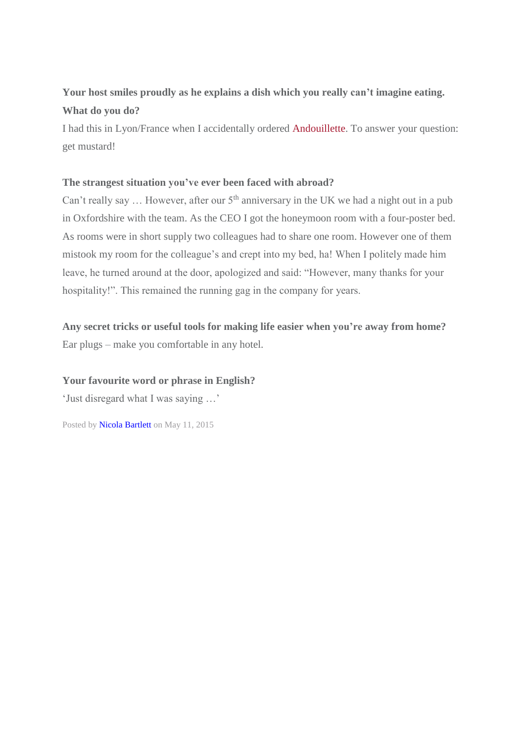**Your host smiles proudly as he explains a dish which you really can't imagine eating. What do you do?**

I had this in Lyon/France when I accidentally ordered Andouillette. To answer your question: get mustard!

**The strangest situation you've ever been faced with abroad?**

Can't really say … However, after our 5th anniversary in the UK we had a night out in a pub in Oxfordshire with the team. As the CEO I got the honeymoon room with a four-poster bed. As rooms were in short supply two colleagues had to share one room. However one of them mistook my room for the colleague's and crept into my bed, ha! When I politely made him leave, he turned around at the door, apologized and said: "However, many thanks for your hospitality!". This remained the running gag in the company for years.

**Any secret tricks or useful tools for making life easier when you're away from home?**

Ear plugs – make you comfortable in any hotel.

**Your favourite word or phrase in English?**

'Just disregard what I was saying …'

Posted by Nicola Bartlett on May 11, 2015